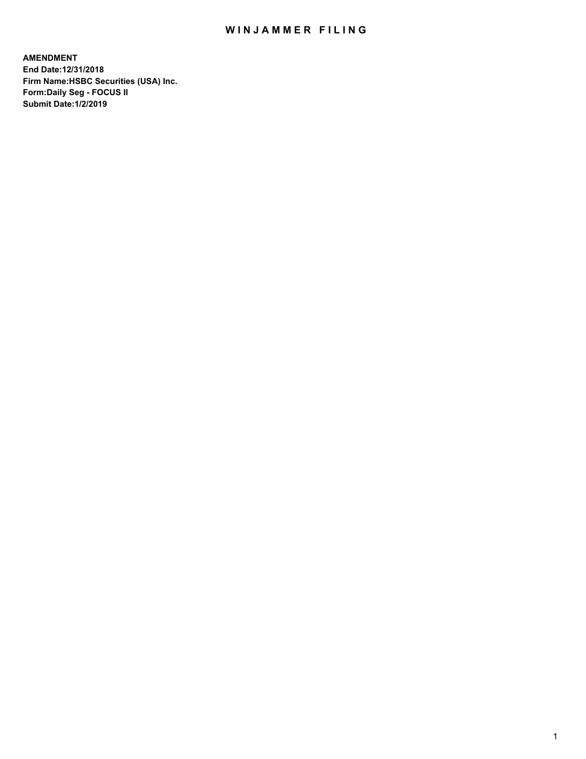# WINJAMMER FILING

**AMENDMENT**
**End Date:12/31/2018**
**Firm Name:HSBC Securities (USA) Inc.**
**Form:Daily Seg - FOCUS II**
**Submit Date:1/2/2019**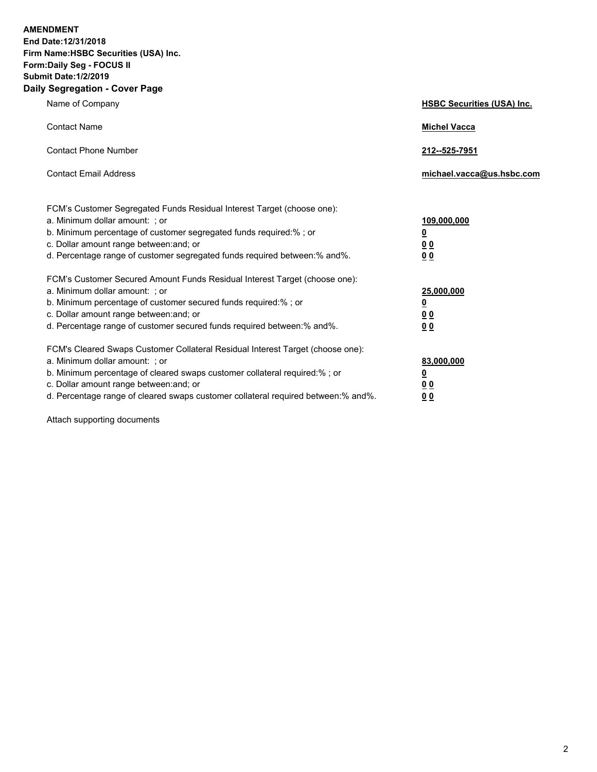**AMENDMENT**
**End Date:12/31/2018**
**Firm Name:HSBC Securities (USA) Inc.**
**Form:Daily Seg - FOCUS II**
**Submit Date:1/2/2019**

## Daily Segregation - Cover Page

| | |
|---|---|
| Name of Company | **HSBC Securities (USA) Inc.** |
| Contact Name | **Michel Vacca** |
| Contact Phone Number | **212--525-7951** |
| Contact Email Address | **michael.vacca@us.hsbc.com** |

| | |
|---|---|
| FCM's Customer Segregated Funds Residual Interest Target (choose one): | |
| a. Minimum dollar amount: ; or | **109,000,000** |
| b. Minimum percentage of customer segregated funds required:% ; or | **0** |
| c. Dollar amount range between:and; or | **0 0** |
| d. Percentage range of customer segregated funds required between:% and%. | **0 0** |
| FCM's Customer Secured Amount Funds Residual Interest Target (choose one): | |
| a. Minimum dollar amount: ; or | **25,000,000** |
| b. Minimum percentage of customer secured funds required:% ; or | **0** |
| c. Dollar amount range between:and; or | **0 0** |
| d. Percentage range of customer secured funds required between:% and%. | **0 0** |
| FCM's Cleared Swaps Customer Collateral Residual Interest Target (choose one): | |
| a. Minimum dollar amount: ; or | **83,000,000** |
| b. Minimum percentage of cleared swaps customer collateral required:% ; or | **0** |
| c. Dollar amount range between:and; or | **0 0** |
| d. Percentage range of cleared swaps customer collateral required between:% and%. | **0 0** |

Attach supporting documents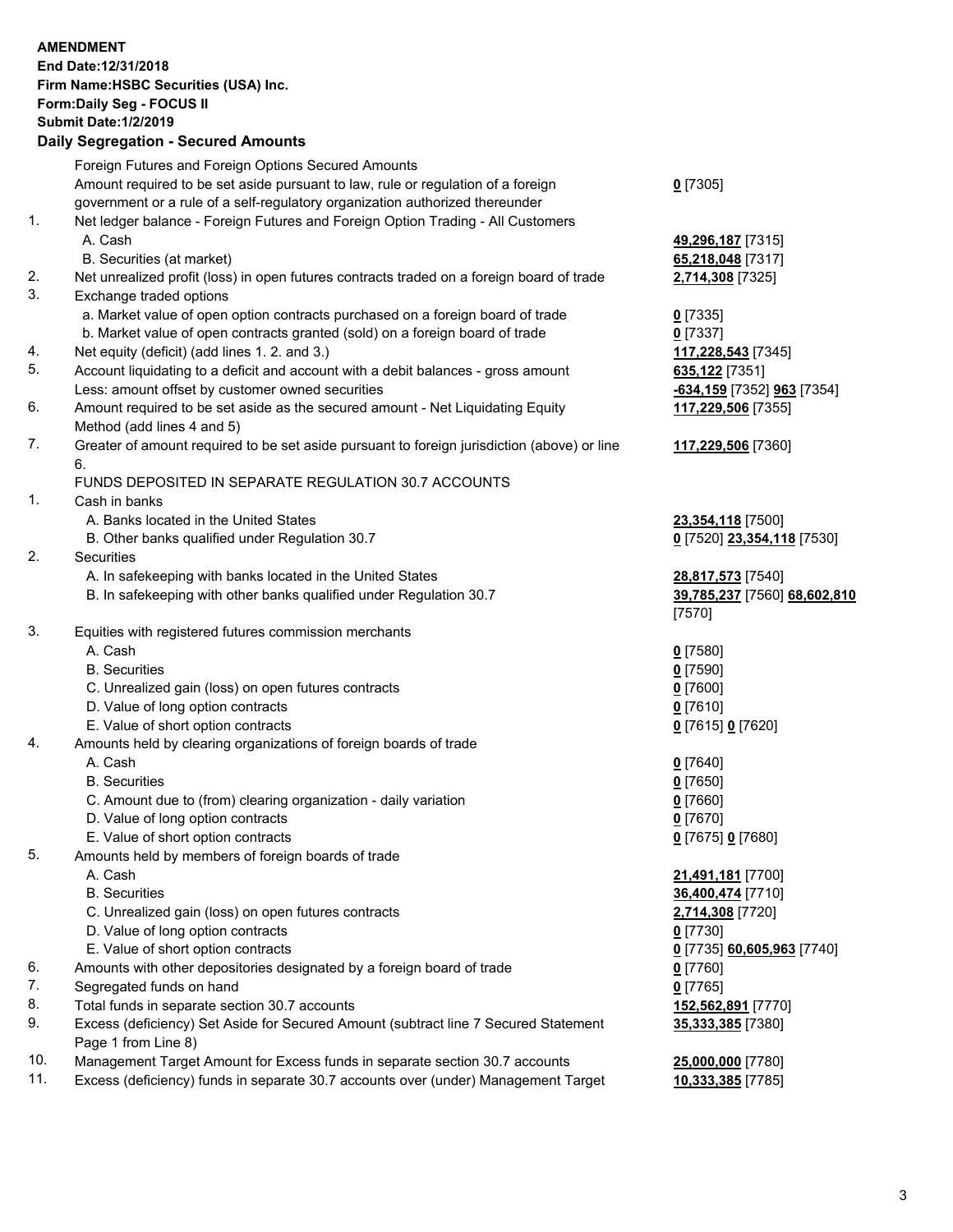**AMENDMENT**
**End Date:12/31/2018**
**Firm Name:HSBC Securities (USA) Inc.**
**Form:Daily Seg - FOCUS II**
**Submit Date:1/2/2019**

## Daily Segregation - Secured Amounts

| | | |
|---|---|---|
| | Foreign Futures and Foreign Options Secured Amounts | |
| | Amount required to be set aside pursuant to law, rule or regulation of a foreign government or a rule of a self-regulatory organization authorized thereunder | **0** [7305] |
| 1. | Net ledger balance - Foreign Futures and Foreign Option Trading - All Customers | |
| | A. Cash | **49,296,187** [7315] |
| | B. Securities (at market) | **65,218,048** [7317] |
| 2. | Net unrealized profit (loss) in open futures contracts traded on a foreign board of trade | **2,714,308** [7325] |
| 3. | Exchange traded options | |
| | a. Market value of open option contracts purchased on a foreign board of trade | **0** [7335] |
| | b. Market value of open contracts granted (sold) on a foreign board of trade | **0** [7337] |
| 4. | Net equity (deficit) (add lines 1. 2. and 3.) | **117,228,543** [7345] |
| 5. | Account liquidating to a deficit and account with a debit balances - gross amount | **635,122** [7351] |
| | Less: amount offset by customer owned securities | **-634,159** [7352] **963** [7354] |
| 6. | Amount required to be set aside as the secured amount - Net Liquidating Equity Method (add lines 4 and 5) | **117,229,506** [7355] |
| 7. | Greater of amount required to be set aside pursuant to foreign jurisdiction (above) or line 6. | **117,229,506** [7360] |
| | FUNDS DEPOSITED IN SEPARATE REGULATION 30.7 ACCOUNTS | |
| 1. | Cash in banks | |
| | A. Banks located in the United States | **23,354,118** [7500] |
| | B. Other banks qualified under Regulation 30.7 | **0** [7520] **23,354,118** [7530] |
| 2. | Securities | |
| | A. In safekeeping with banks located in the United States | **28,817,573** [7540] |
| | B. In safekeeping with other banks qualified under Regulation 30.7 | **39,785,237** [7560] **68,602,810** [7570] |
| 3. | Equities with registered futures commission merchants | |
| | A. Cash | **0** [7580] |
| | B. Securities | **0** [7590] |
| | C. Unrealized gain (loss) on open futures contracts | **0** [7600] |
| | D. Value of long option contracts | **0** [7610] |
| | E. Value of short option contracts | **0** [7615] **0** [7620] |
| 4. | Amounts held by clearing organizations of foreign boards of trade | |
| | A. Cash | **0** [7640] |
| | B. Securities | **0** [7650] |
| | C. Amount due to (from) clearing organization - daily variation | **0** [7660] |
| | D. Value of long option contracts | **0** [7670] |
| | E. Value of short option contracts | **0** [7675] **0** [7680] |
| 5. | Amounts held by members of foreign boards of trade | |
| | A. Cash | **21,491,181** [7700] |
| | B. Securities | **36,400,474** [7710] |
| | C. Unrealized gain (loss) on open futures contracts | **2,714,308** [7720] |
| | D. Value of long option contracts | **0** [7730] |
| | E. Value of short option contracts | **0** [7735] **60,605,963** [7740] |
| 6. | Amounts with other depositories designated by a foreign board of trade | **0** [7760] |
| 7. | Segregated funds on hand | **0** [7765] |
| 8. | Total funds in separate section 30.7 accounts | **152,562,891** [7770] |
| 9. | Excess (deficiency) Set Aside for Secured Amount (subtract line 7 Secured Statement Page 1 from Line 8) | **35,333,385** [7380] |
| 10. | Management Target Amount for Excess funds in separate section 30.7 accounts | **25,000,000** [7780] |
| 11. | Excess (deficiency) funds in separate 30.7 accounts over (under) Management Target | **10,333,385** [7785] |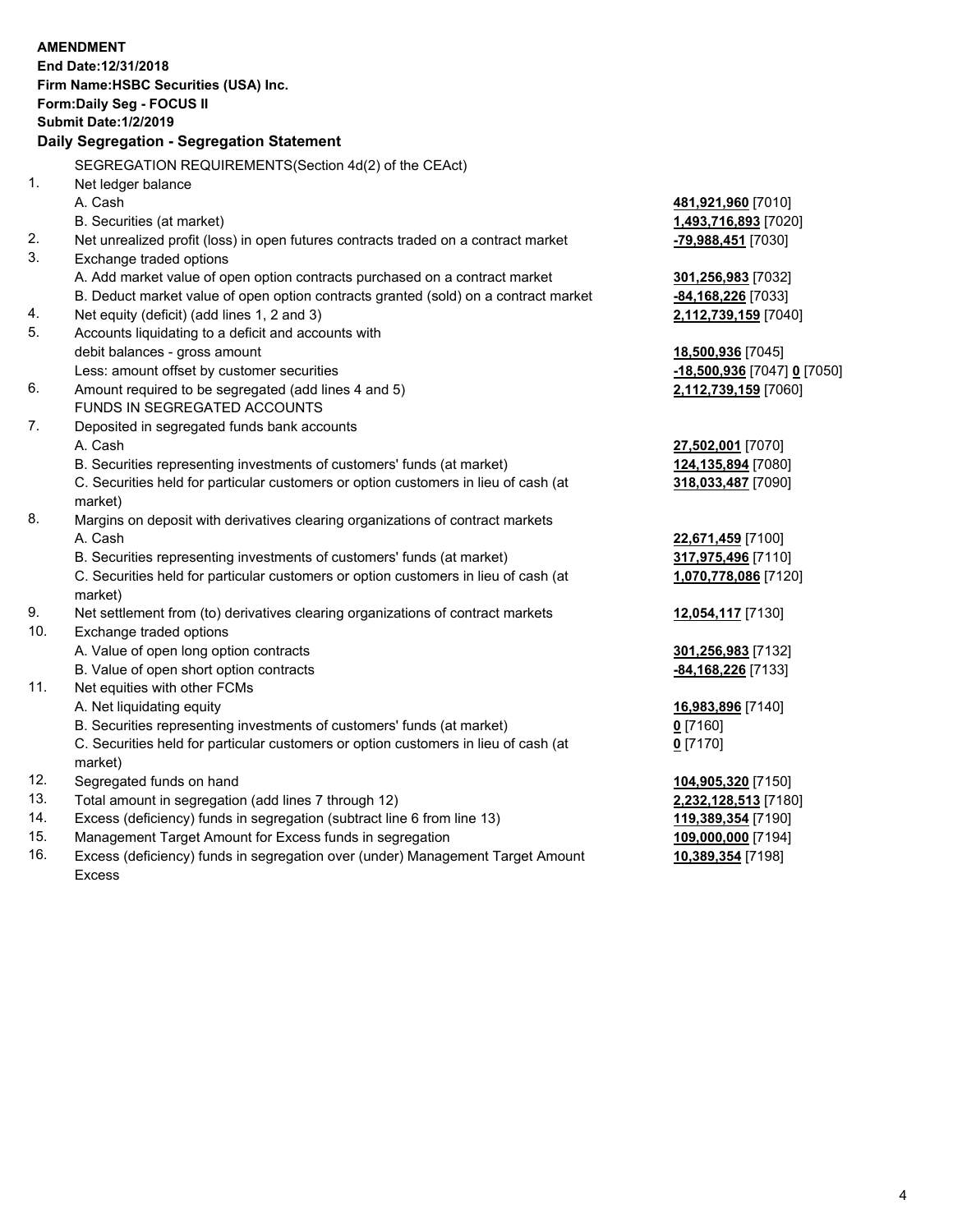**AMENDMENT**
**End Date:12/31/2018**
**Firm Name:HSBC Securities (USA) Inc.**
**Form:Daily Seg - FOCUS II**
**Submit Date:1/2/2019**

## Daily Segregation - Segregation Statement

| | | |
|---|---|---|
| | SEGREGATION REQUIREMENTS(Section 4d(2) of the CEAct) | |
| 1. | Net ledger balance | |
| | A. Cash | **481,921,960** [7010] |
| | B. Securities (at market) | **1,493,716,893** [7020] |
| 2. | Net unrealized profit (loss) in open futures contracts traded on a contract market | **-79,988,451** [7030] |
| 3. | Exchange traded options | |
| | A. Add market value of open option contracts purchased on a contract market | **301,256,983** [7032] |
| | B. Deduct market value of open option contracts granted (sold) on a contract market | **-84,168,226** [7033] |
| 4. | Net equity (deficit) (add lines 1, 2 and 3) | **2,112,739,159** [7040] |
| 5. | Accounts liquidating to a deficit and accounts with | |
| | debit balances - gross amount | **18,500,936** [7045] |
| | Less: amount offset by customer securities | **-18,500,936** [7047] **0** [7050] |
| 6. | Amount required to be segregated (add lines 4 and 5) | **2,112,739,159** [7060] |
| | FUNDS IN SEGREGATED ACCOUNTS | |
| 7. | Deposited in segregated funds bank accounts | |
| | A. Cash | **27,502,001** [7070] |
| | B. Securities representing investments of customers' funds (at market) | **124,135,894** [7080] |
| | C. Securities held for particular customers or option customers in lieu of cash (at market) | **318,033,487** [7090] |
| 8. | Margins on deposit with derivatives clearing organizations of contract markets | |
| | A. Cash | **22,671,459** [7100] |
| | B. Securities representing investments of customers' funds (at market) | **317,975,496** [7110] |
| | C. Securities held for particular customers or option customers in lieu of cash (at market) | **1,070,778,086** [7120] |
| 9. | Net settlement from (to) derivatives clearing organizations of contract markets | **12,054,117** [7130] |
| 10. | Exchange traded options | |
| | A. Value of open long option contracts | **301,256,983** [7132] |
| | B. Value of open short option contracts | **-84,168,226** [7133] |
| 11. | Net equities with other FCMs | |
| | A. Net liquidating equity | **16,983,896** [7140] |
| | B. Securities representing investments of customers' funds (at market) | **0** [7160] |
| | C. Securities held for particular customers or option customers in lieu of cash (at market) | **0** [7170] |
| 12. | Segregated funds on hand | **104,905,320** [7150] |
| 13. | Total amount in segregation (add lines 7 through 12) | **2,232,128,513** [7180] |
| 14. | Excess (deficiency) funds in segregation (subtract line 6 from line 13) | **119,389,354** [7190] |
| 15. | Management Target Amount for Excess funds in segregation | **109,000,000** [7194] |
| 16. | Excess (deficiency) funds in segregation over (under) Management Target Amount Excess | **10,389,354** [7198] |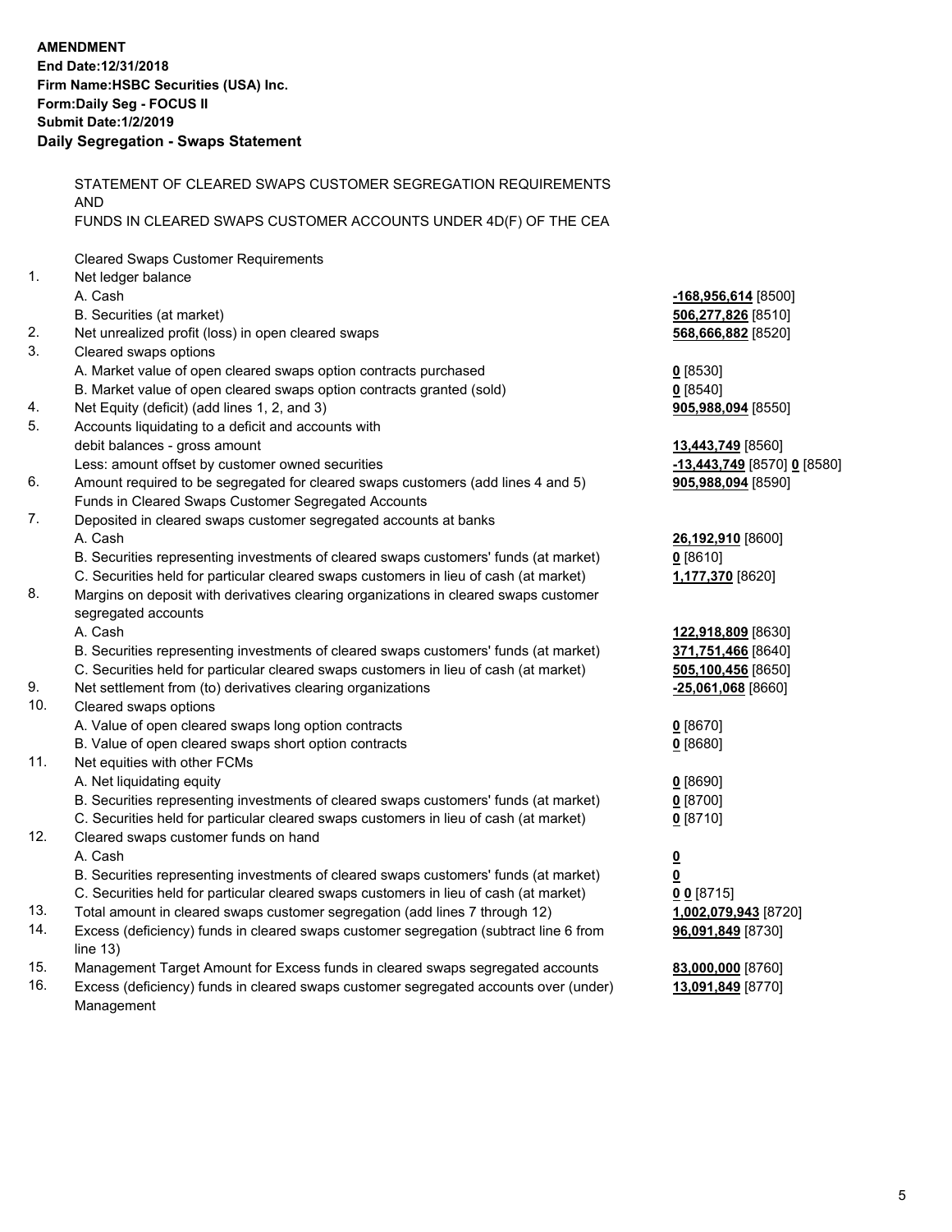**AMENDMENT**
**End Date:12/31/2018**
**Firm Name:HSBC Securities (USA) Inc.**
**Form:Daily Seg - FOCUS II**
**Submit Date:1/2/2019**
**Daily Segregation - Swaps Statement**

STATEMENT OF CLEARED SWAPS CUSTOMER SEGREGATION REQUIREMENTS AND FUNDS IN CLEARED SWAPS CUSTOMER ACCOUNTS UNDER 4D(F) OF THE CEA

| | | |
|---|---|---|
| | Cleared Swaps Customer Requirements | |
| 1. | Net ledger balance | |
| | A. Cash | **-168,956,614** [8500] |
| | B. Securities (at market) | **506,277,826** [8510] |
| 2. | Net unrealized profit (loss) in open cleared swaps | **568,666,882** [8520] |
| 3. | Cleared swaps options | |
| | A. Market value of open cleared swaps option contracts purchased | **0** [8530] |
| | B. Market value of open cleared swaps option contracts granted (sold) | **0** [8540] |
| 4. | Net Equity (deficit) (add lines 1, 2, and 3) | **905,988,094** [8550] |
| 5. | Accounts liquidating to a deficit and accounts with debit balances - gross amount | **13,443,749** [8560] |
| | Less: amount offset by customer owned securities | **-13,443,749** [8570] **0** [8580] |
| 6. | Amount required to be segregated for cleared swaps customers (add lines 4 and 5) | **905,988,094** [8590] |
| | Funds in Cleared Swaps Customer Segregated Accounts | |
| 7. | Deposited in cleared swaps customer segregated accounts at banks | |
| | A. Cash | **26,192,910** [8600] |
| | B. Securities representing investments of cleared swaps customers' funds (at market) | **0** [8610] |
| | C. Securities held for particular cleared swaps customers in lieu of cash (at market) | **1,177,370** [8620] |
| 8. | Margins on deposit with derivatives clearing organizations in cleared swaps customer segregated accounts | |
| | A. Cash | **122,918,809** [8630] |
| | B. Securities representing investments of cleared swaps customers' funds (at market) | **371,751,466** [8640] |
| | C. Securities held for particular cleared swaps customers in lieu of cash (at market) | **505,100,456** [8650] |
| 9. | Net settlement from (to) derivatives clearing organizations | **-25,061,068** [8660] |
| 10. | Cleared swaps options | |
| | A. Value of open cleared swaps long option contracts | **0** [8670] |
| | B. Value of open cleared swaps short option contracts | **0** [8680] |
| 11. | Net equities with other FCMs | |
| | A. Net liquidating equity | **0** [8690] |
| | B. Securities representing investments of cleared swaps customers' funds (at market) | **0** [8700] |
| | C. Securities held for particular cleared swaps customers in lieu of cash (at market) | **0** [8710] |
| 12. | Cleared swaps customer funds on hand | |
| | A. Cash | **0** |
| | B. Securities representing investments of cleared swaps customers' funds (at market) | **0** |
| | C. Securities held for particular cleared swaps customers in lieu of cash (at market) | **0** **0** [8715] |
| 13. | Total amount in cleared swaps customer segregation (add lines 7 through 12) | **1,002,079,943** [8720] |
| 14. | Excess (deficiency) funds in cleared swaps customer segregation (subtract line 6 from line 13) | **96,091,849** [8730] |
| 15. | Management Target Amount for Excess funds in cleared swaps segregated accounts | **83,000,000** [8760] |
| 16. | Excess (deficiency) funds in cleared swaps customer segregated accounts over (under) Management | **13,091,849** [8770] |